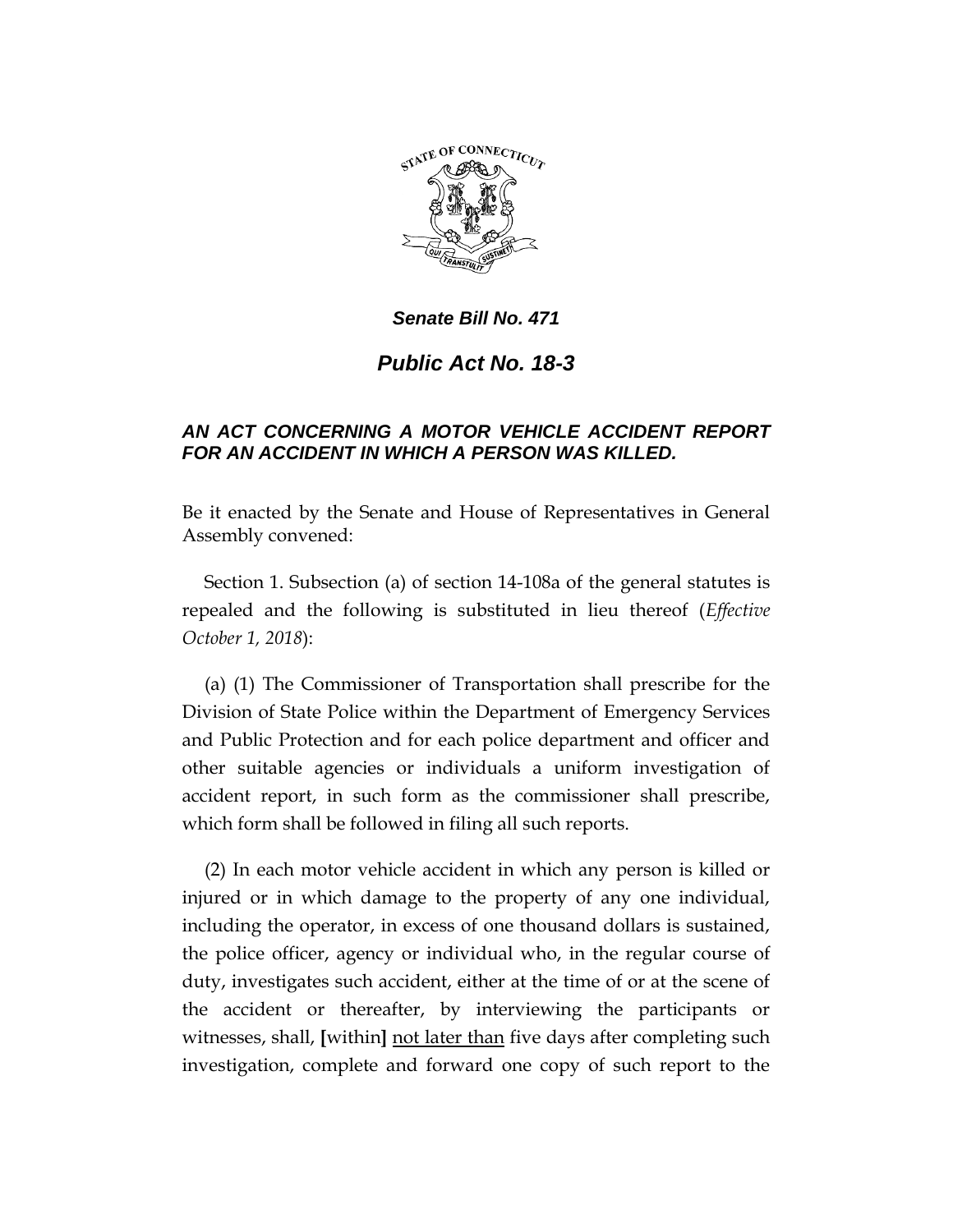# *Senate Bill No. 471*

## *Public Act No. 18-3*

### *AN ACT CONCERNING A MOTOR VEHICLE ACCIDENT REPORT FOR AN ACCIDENT IN WHICH A PERSON WAS KILLED.*

Be it enacted by the Senate and House of Representatives in General Assembly convened:

Section 1. Subsection (a) of section 14-108a of the general statutes is repealed and the following is substituted in lieu thereof (*Effective October 1, 2018*):

(a) (1) The Commissioner of Transportation shall prescribe for the Division of State Police within the Department of Emergency Services and Public Protection and for each police department and officer and other suitable agencies or individuals a uniform investigation of accident report, in such form as the commissioner shall prescribe, which form shall be followed in filing all such reports.

(2) In each motor vehicle accident in which any person is killed or injured or in which damage to the property of any one individual, including the operator, in excess of one thousand dollars is sustained, the police officer, agency or individual who, in the regular course of duty, investigates such accident, either at the time of or at the scene of the accident or thereafter, by interviewing the participants or witnesses, shall, **[**within**]** <u>not later than</u> five days after completing such investigation, complete and forward one copy of such report to the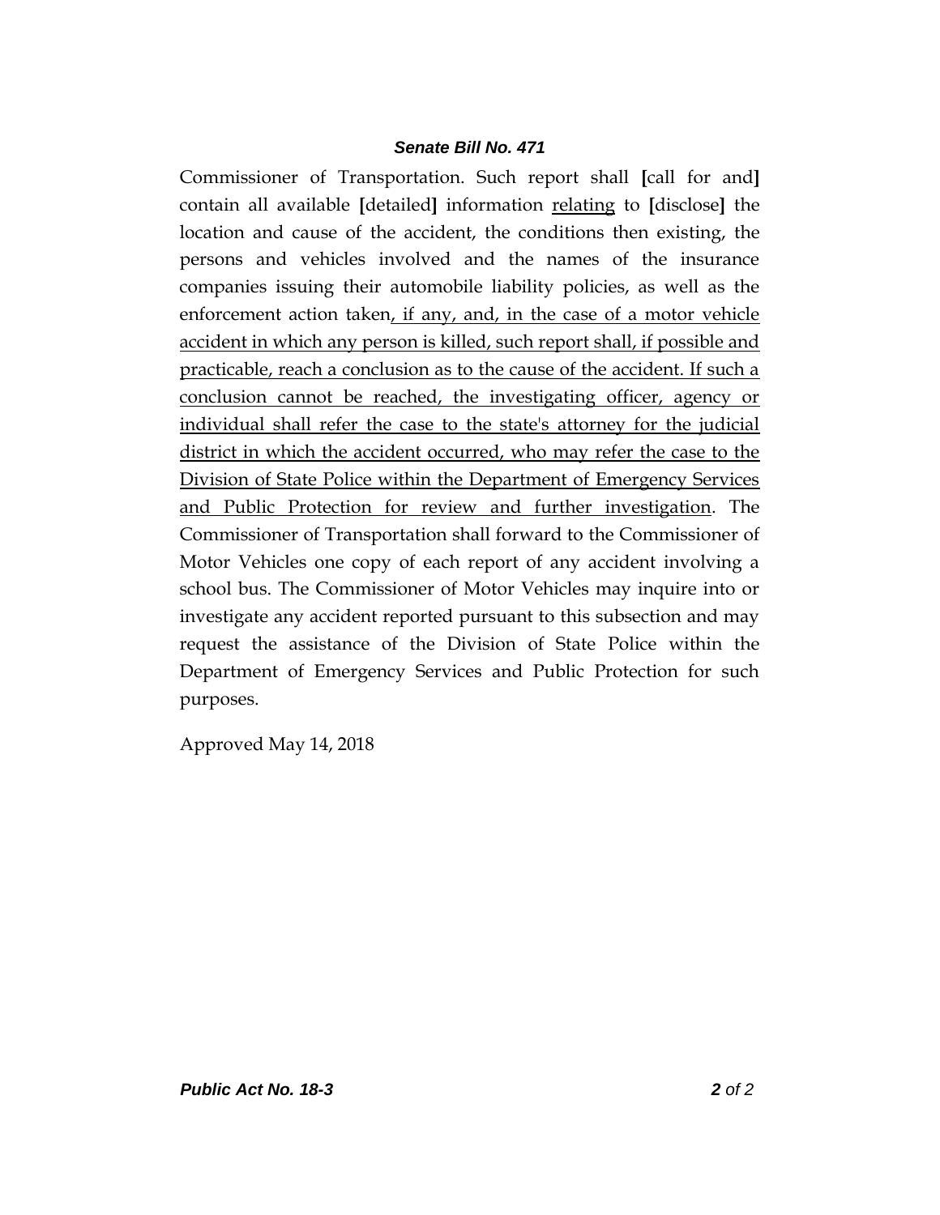Commissioner of Transportation. Such report shall [call for and] contain all available [detailed] information <u>relating</u> to [disclose] the location and cause of the accident, the conditions then existing, the persons and vehicles involved and the names of the insurance companies issuing their automobile liability policies, as well as the enforcement action taken<u>, if any, and, in the case of a motor vehicle accident in which any person is killed, such report shall, if possible and practicable, reach a conclusion as to the cause of the accident. If such a conclusion cannot be reached, the investigating officer, agency or individual shall refer the case to the state's attorney for the judicial district in which the accident occurred, who may refer the case to the Division of State Police within the Department of Emergency Services and Public Protection for review and further investigation</u>. The Commissioner of Transportation shall forward to the Commissioner of Motor Vehicles one copy of each report of any accident involving a school bus. The Commissioner of Motor Vehicles may inquire into or investigate any accident reported pursuant to this subsection and may request the assistance of the Division of State Police within the Department of Emergency Services and Public Protection for such purposes.

Approved May 14, 2018